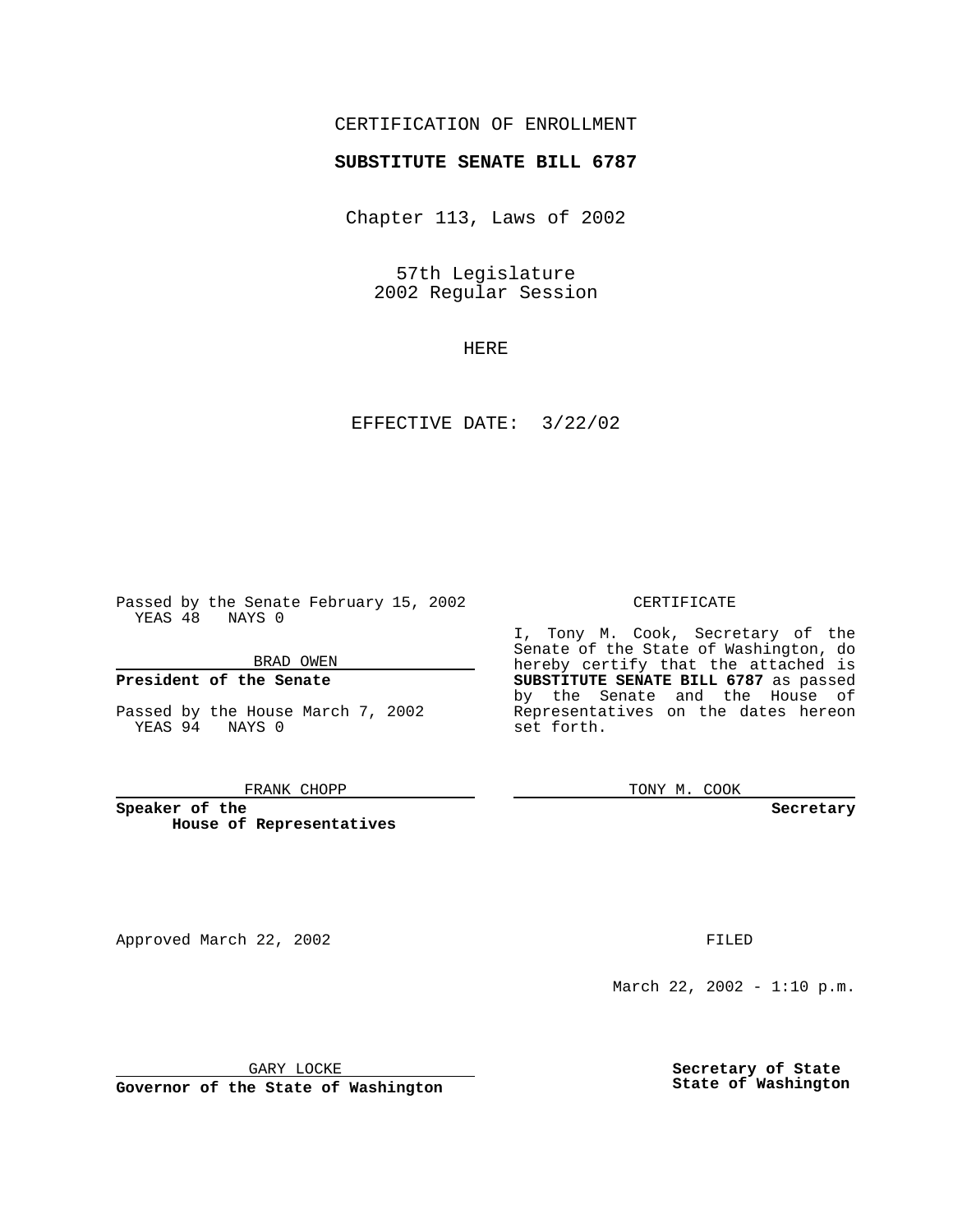CERTIFICATION OF ENROLLMENT

**SUBSTITUTE SENATE BILL 6787**

Chapter 113, Laws of 2002

57th Legislature
2002 Regular Session

HERE

EFFECTIVE DATE: 3/22/02

Passed by the Senate February 15, 2002
YEAS 48 NAYS 0

BRAD OWEN

**President of the Senate**

Passed by the House March 7, 2002
YEAS 94 NAYS 0

FRANK CHOPP

**Speaker of the House of Representatives**

CERTIFICATE

I, Tony M. Cook, Secretary of the Senate of the State of Washington, do hereby certify that the attached is **SUBSTITUTE SENATE BILL 6787** as passed by the Senate and the House of Representatives on the dates hereon set forth.

TONY M. COOK

**Secretary**

Approved March 22, 2002

GARY LOCKE

**Governor of the State of Washington**

FILED

March 22, 2002 - 1:10 p.m.

**Secretary of State**
**State of Washington**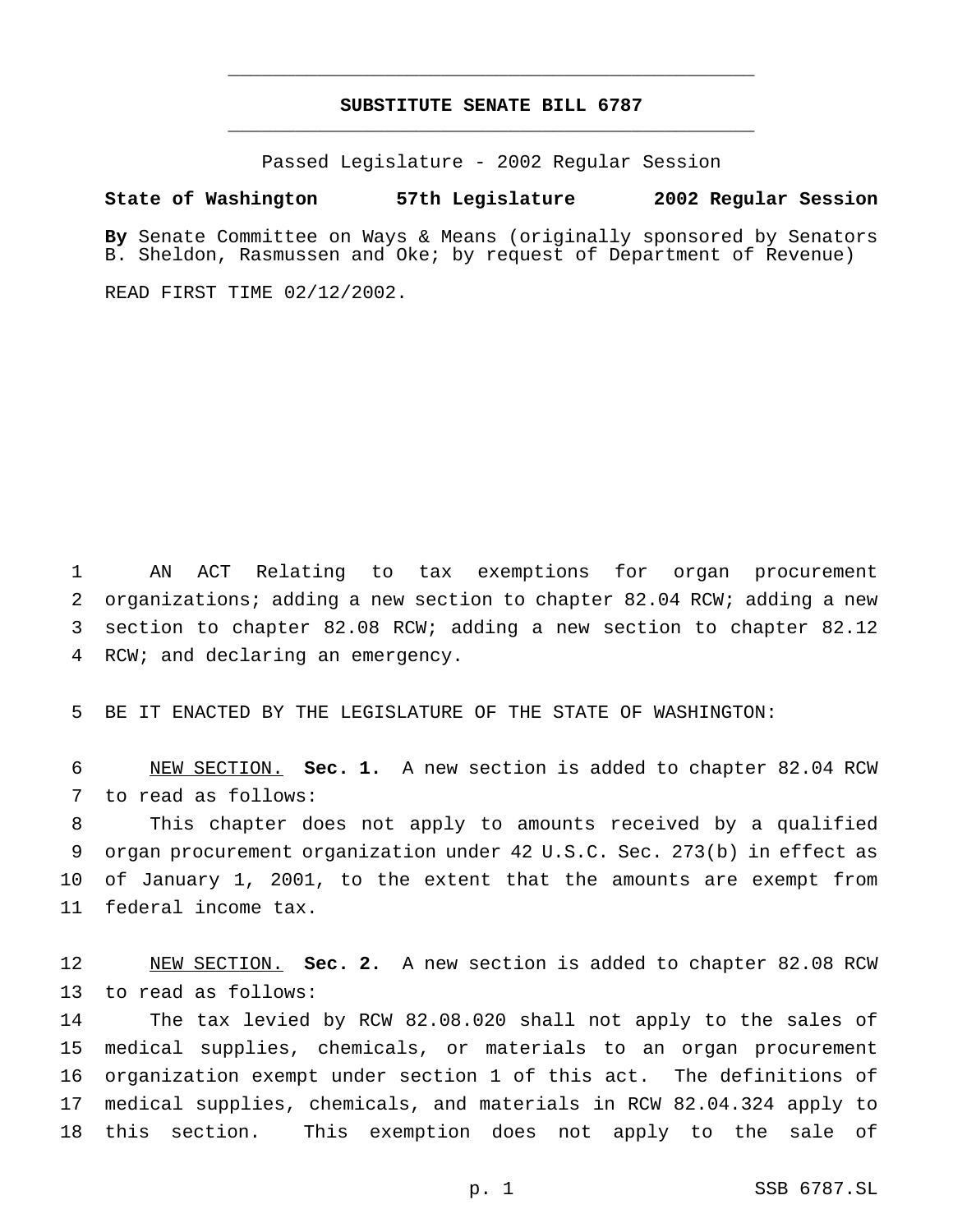# SUBSTITUTE SENATE BILL 6787

Passed Legislature - 2002 Regular Session

**State of Washington 57th Legislature 2002 Regular Session**

**By** Senate Committee on Ways & Means (originally sponsored by Senators B. Sheldon, Rasmussen and Oke; by request of Department of Revenue)

READ FIRST TIME 02/12/2002.

AN ACT Relating to tax exemptions for organ procurement organizations; adding a new section to chapter 82.04 RCW; adding a new section to chapter 82.08 RCW; adding a new section to chapter 82.12 RCW; and declaring an emergency.

BE IT ENACTED BY THE LEGISLATURE OF THE STATE OF WASHINGTON:

NEW SECTION. **Sec. 1.** A new section is added to chapter 82.04 RCW to read as follows:

This chapter does not apply to amounts received by a qualified organ procurement organization under 42 U.S.C. Sec. 273(b) in effect as of January 1, 2001, to the extent that the amounts are exempt from federal income tax.

NEW SECTION. **Sec. 2.** A new section is added to chapter 82.08 RCW to read as follows:

The tax levied by RCW 82.08.020 shall not apply to the sales of medical supplies, chemicals, or materials to an organ procurement organization exempt under section 1 of this act. The definitions of medical supplies, chemicals, and materials in RCW 82.04.324 apply to this section. This exemption does not apply to the sale of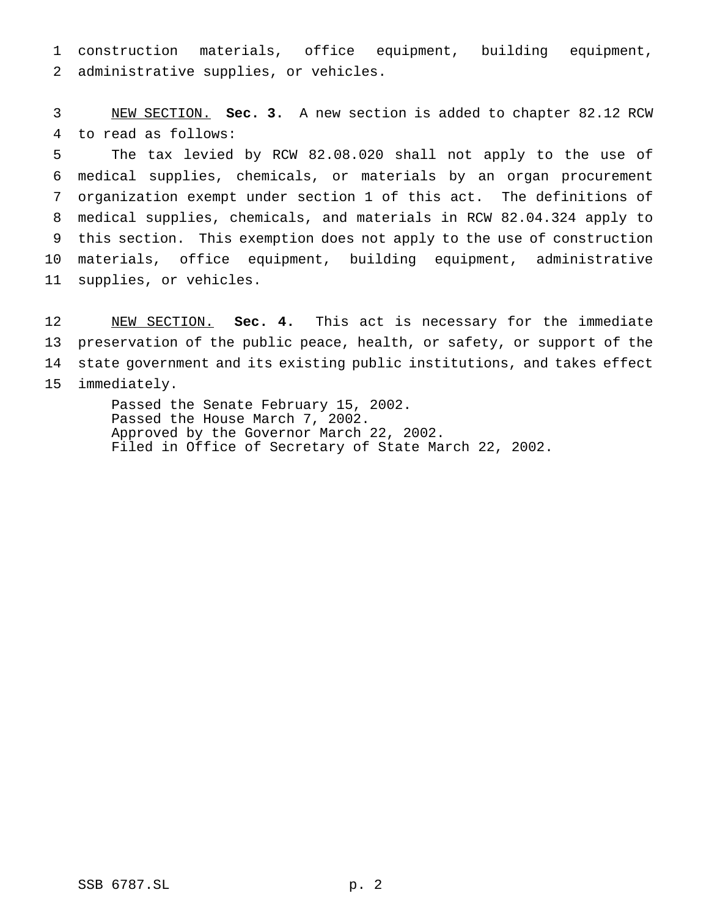construction materials, office equipment, building equipment, administrative supplies, or vehicles.

NEW SECTION. **Sec. 3.** A new section is added to chapter 82.12 RCW to read as follows:

The tax levied by RCW 82.08.020 shall not apply to the use of medical supplies, chemicals, or materials by an organ procurement organization exempt under section 1 of this act. The definitions of medical supplies, chemicals, and materials in RCW 82.04.324 apply to this section. This exemption does not apply to the use of construction materials, office equipment, building equipment, administrative supplies, or vehicles.

NEW SECTION. **Sec. 4.** This act is necessary for the immediate preservation of the public peace, health, or safety, or support of the state government and its existing public institutions, and takes effect immediately.

Passed the Senate February 15, 2002.
Passed the House March 7, 2002.
Approved by the Governor March 22, 2002.
Filed in Office of Secretary of State March 22, 2002.